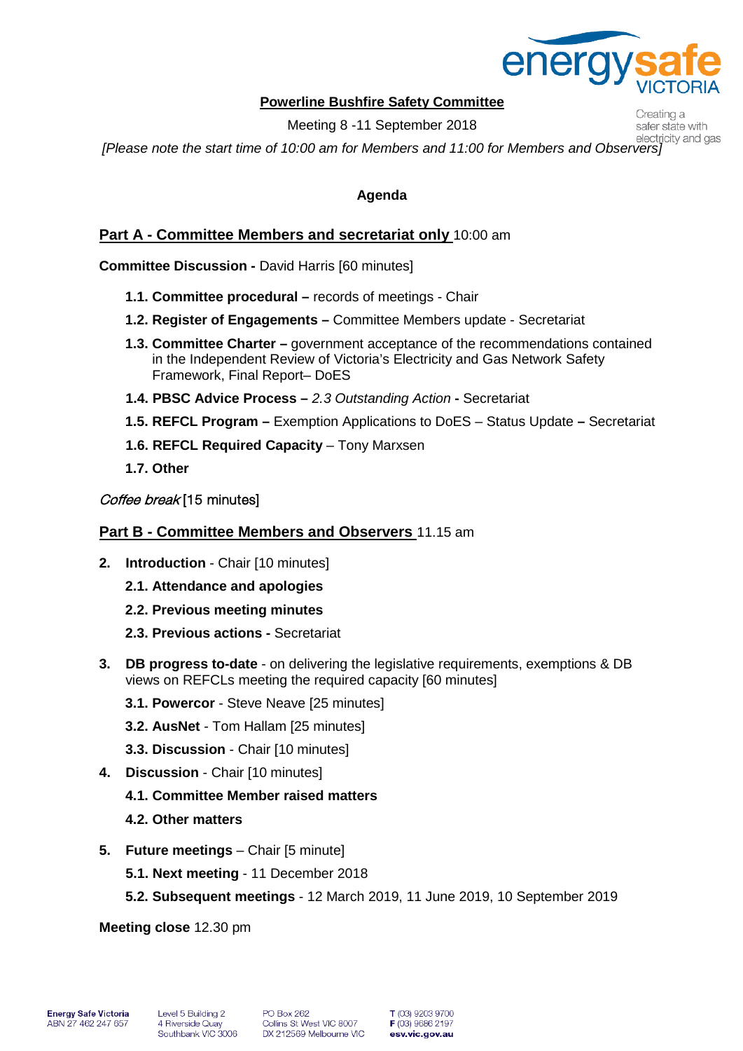**Powerline Bushfire Safety Committee**

Meeting 8 -11 September 2018

*[Please note the start time of 10:00 am for Members and 11:00 for Members and Observers]*

**Agenda**

**Part A - Committee Members and secretariat only** 10:00 am

**Committee Discussion -** David Harris [60 minutes]

- **1.1. Committee procedural –** records of meetings - Chair
- **1.2. Register of Engagements –** Committee Members update - Secretariat
- **1.3. Committee Charter –** government acceptance of the recommendations contained in the Independent Review of Victoria's Electricity and Gas Network Safety Framework, Final Report– DoES
- **1.4. PBSC Advice Process –** *2.3 Outstanding Action* **-** Secretariat
- **1.5. REFCL Program –** Exemption Applications to DoES – Status Update **–** Secretariat
- **1.6. REFCL Required Capacity** – Tony Marxsen
- **1.7. Other**

*Coffee break* [15 minutes]

**Part B - Committee Members and Observers** 11.15 am

2. **Introduction** - Chair [10 minutes]
   - **2.1. Attendance and apologies**
   - **2.2. Previous meeting minutes**
   - **2.3. Previous actions -** Secretariat
3. **DB progress to-date** - on delivering the legislative requirements, exemptions & DB views on REFCLs meeting the required capacity [60 minutes]
   - **3.1. Powercor** - Steve Neave [25 minutes]
   - **3.2. AusNet** - Tom Hallam [25 minutes]
   - **3.3. Discussion** - Chair [10 minutes]
4. **Discussion** - Chair [10 minutes]
   - **4.1. Committee Member raised matters**
   - **4.2. Other matters**
5. **Future meetings** – Chair [5 minute]
   - **5.1. Next meeting** - 11 December 2018
   - **5.2. Subsequent meetings** - 12 March 2019, 11 June 2019, 10 September 2019

**Meeting close** 12.30 pm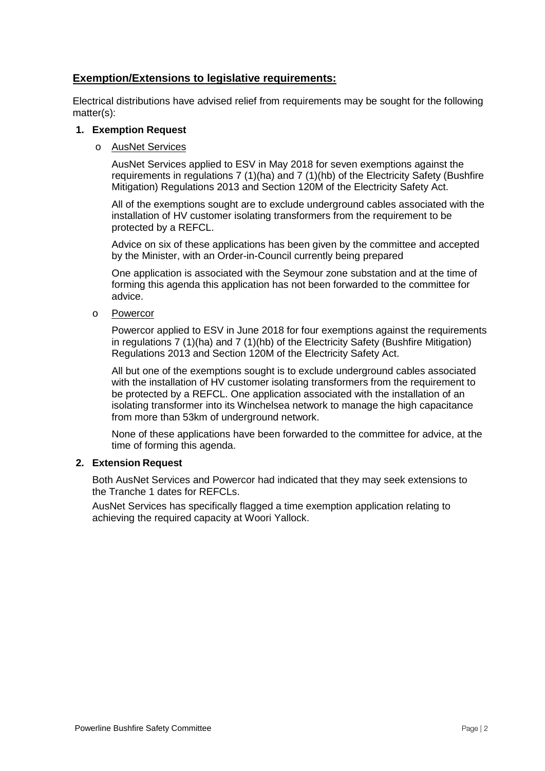## **Exemption/Extensions to legislative requirements:**

Electrical distributions have advised relief from requirements may be sought for the following matter(s):

1. **Exemption Request**

   - AusNet Services

     AusNet Services applied to ESV in May 2018 for seven exemptions against the requirements in regulations 7 (1)(ha) and 7 (1)(hb) of the Electricity Safety (Bushfire Mitigation) Regulations 2013 and Section 120M of the Electricity Safety Act.

     All of the exemptions sought are to exclude underground cables associated with the installation of HV customer isolating transformers from the requirement to be protected by a REFCL.

     Advice on six of these applications has been given by the committee and accepted by the Minister, with an Order-in-Council currently being prepared

     One application is associated with the Seymour zone substation and at the time of forming this agenda this application has not been forwarded to the committee for advice.

   - Powercor

     Powercor applied to ESV in June 2018 for four exemptions against the requirements in regulations 7 (1)(ha) and 7 (1)(hb) of the Electricity Safety (Bushfire Mitigation) Regulations 2013 and Section 120M of the Electricity Safety Act.

     All but one of the exemptions sought is to exclude underground cables associated with the installation of HV customer isolating transformers from the requirement to be protected by a REFCL. One application associated with the installation of an isolating transformer into its Winchelsea network to manage the high capacitance from more than 53km of underground network.

     None of these applications have been forwarded to the committee for advice, at the time of forming this agenda.

2. **Extension Request**

   Both AusNet Services and Powercor had indicated that they may seek extensions to the Tranche 1 dates for REFCLs.

   AusNet Services has specifically flagged a time exemption application relating to achieving the required capacity at Woori Yallock.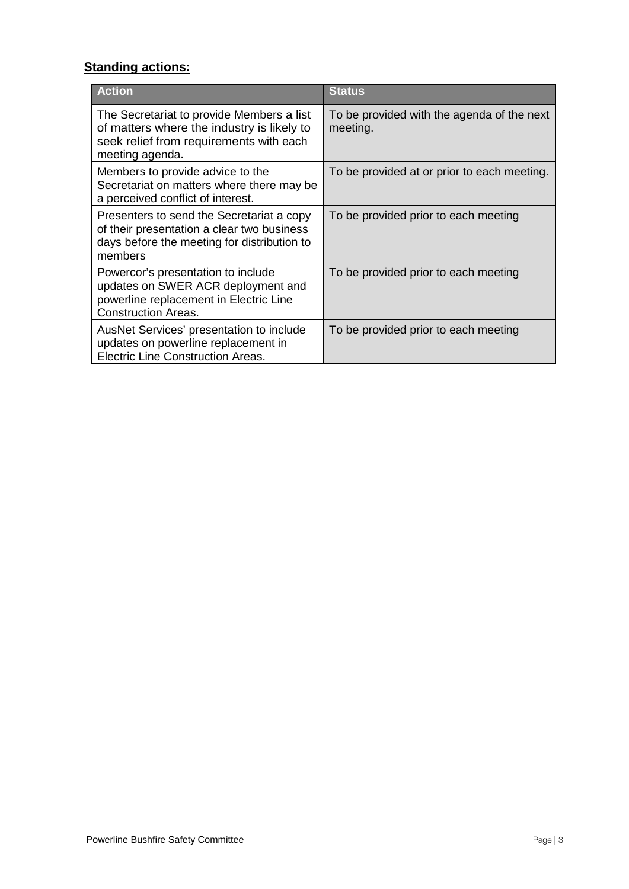**Standing actions:**

| Action | Status |
| --- | --- |
| The Secretariat to provide Members a list of matters where the industry is likely to seek relief from requirements with each meeting agenda. | To be provided with the agenda of the next meeting. |
| Members to provide advice to the Secretariat on matters where there may be a perceived conflict of interest. | To be provided at or prior to each meeting. |
| Presenters to send the Secretariat a copy of their presentation a clear two business days before the meeting for distribution to members | To be provided prior to each meeting |
| Powercor's presentation to include updates on SWER ACR deployment and powerline replacement in Electric Line Construction Areas. | To be provided prior to each meeting |
| AusNet Services' presentation to include updates on powerline replacement in Electric Line Construction Areas. | To be provided prior to each meeting |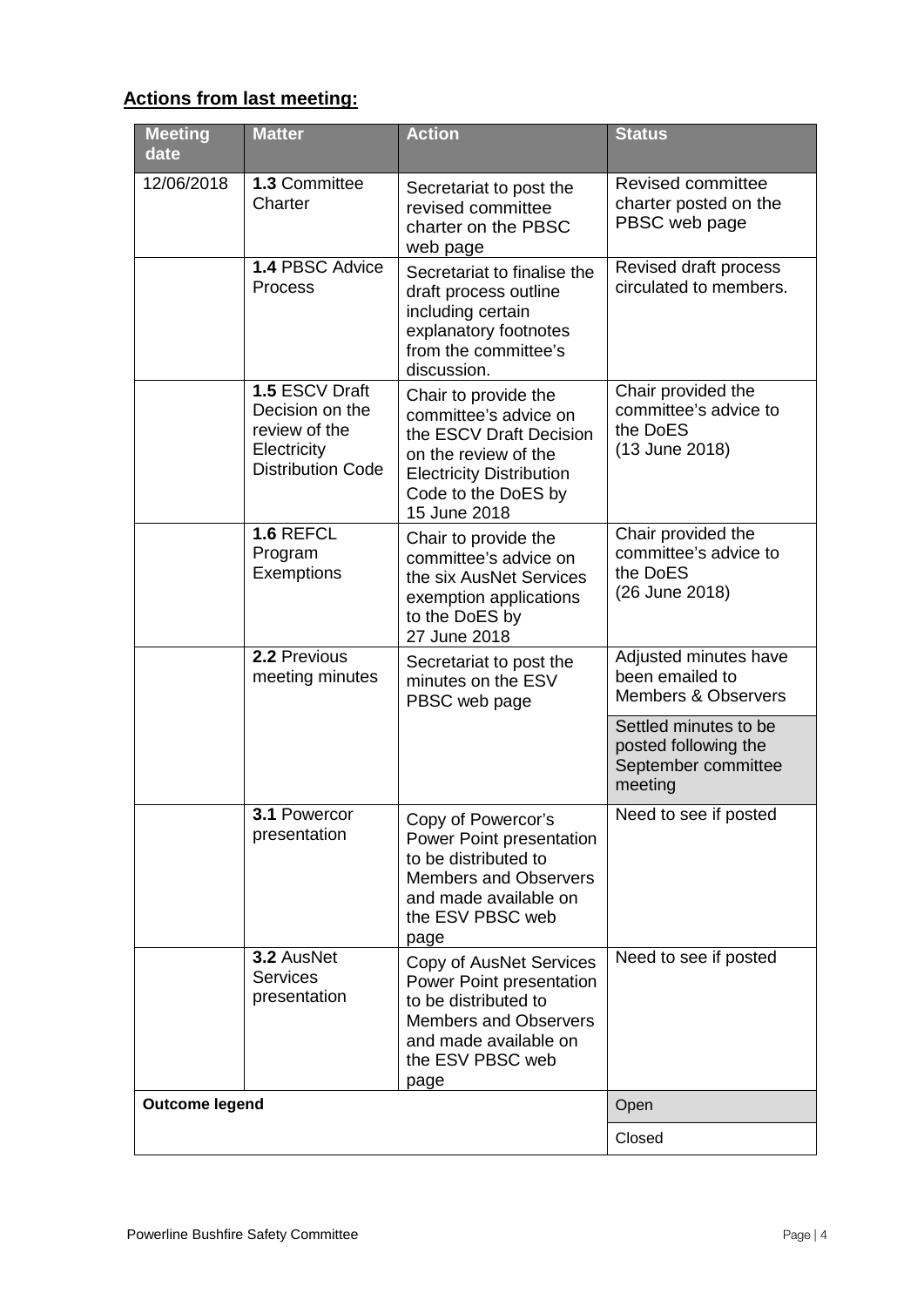**Actions from last meeting:**

| Meeting date | Matter | Action | Status |
|---|---|---|---|
| 12/06/2018 | **1.3** Committee Charter | Secretariat to post the revised committee charter on the PBSC web page | Revised committee charter posted on the PBSC web page |
| | **1.4** PBSC Advice Process | Secretariat to finalise the draft process outline including certain explanatory footnotes from the committee's discussion. | Revised draft process circulated to members. |
| | **1.5** ESCV Draft Decision on the review of the Electricity Distribution Code | Chair to provide the committee's advice on the ESCV Draft Decision on the review of the Electricity Distribution Code to the DoES by 15 June 2018 | Chair provided the committee's advice to the DoES (13 June 2018) |
| | **1.6** REFCL Program Exemptions | Chair to provide the committee's advice on the six AusNet Services exemption applications to the DoES by 27 June 2018 | Chair provided the committee's advice to the DoES (26 June 2018) |
| | **2.2** Previous meeting minutes | Secretariat to post the minutes on the ESV PBSC web page | Adjusted minutes have been emailed to Members & Observers |
| | | | Settled minutes to be posted following the September committee meeting |
| | **3.1** Powercor presentation | Copy of Powercor's Power Point presentation to be distributed to Members and Observers and made available on the ESV PBSC web page | Need to see if posted |
| | **3.2** AusNet Services presentation | Copy of AusNet Services Power Point presentation to be distributed to Members and Observers and made available on the ESV PBSC web page | Need to see if posted |
| **Outcome legend** | | | Open |
| | | | Closed |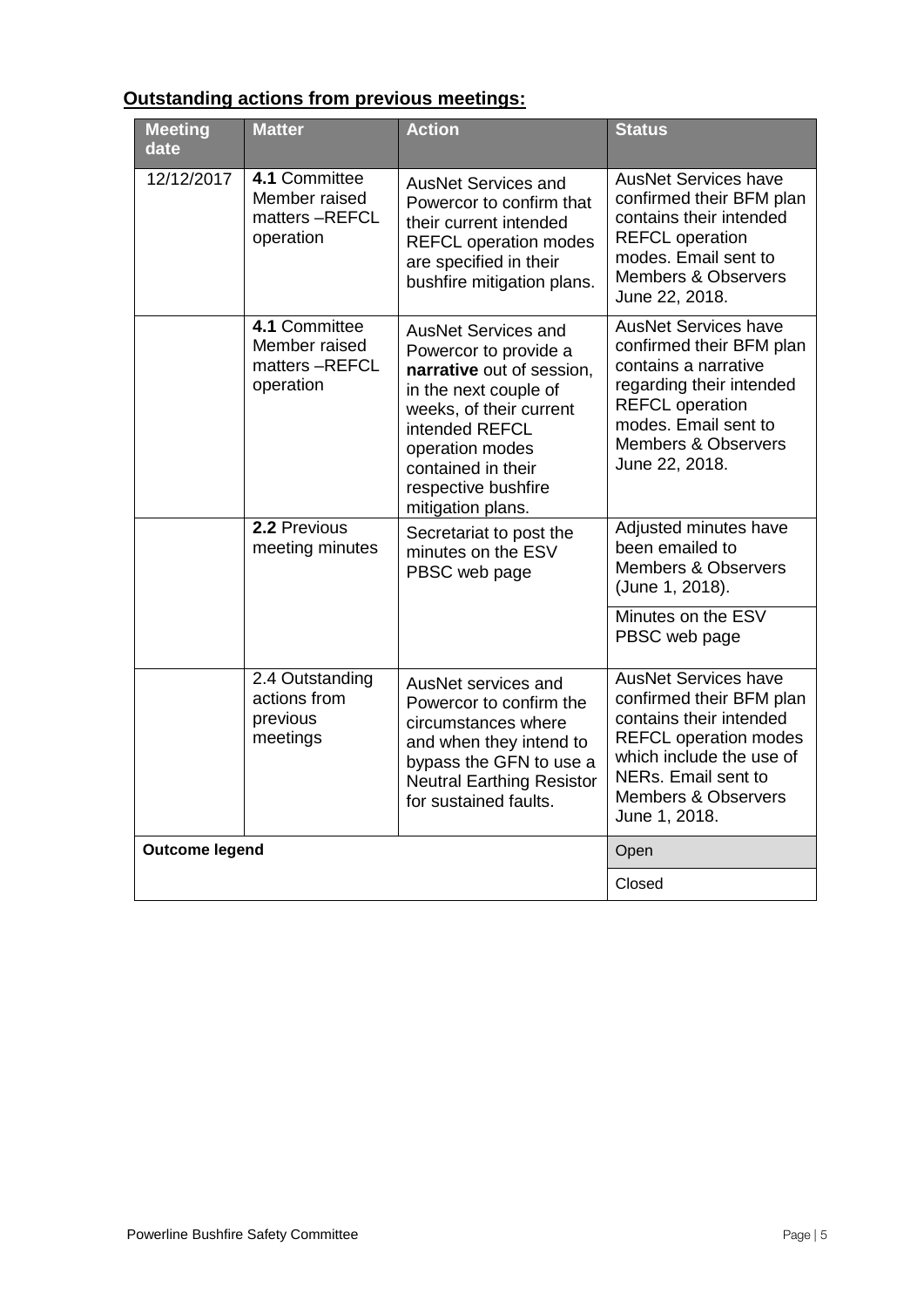**Outstanding actions from previous meetings:**

| Meeting date | Matter | Action | Status |
|---|---|---|---|
| 12/12/2017 | **4.1** Committee Member raised matters –REFCL operation | AusNet Services and Powercor to confirm that their current intended REFCL operation modes are specified in their bushfire mitigation plans. | AusNet Services have confirmed their BFM plan contains their intended REFCL operation modes. Email sent to Members & Observers June 22, 2018. |
| | **4.1** Committee Member raised matters –REFCL operation | AusNet Services and Powercor to provide a **narrative** out of session, in the next couple of weeks, of their current intended REFCL operation modes contained in their respective bushfire mitigation plans. | AusNet Services have confirmed their BFM plan contains a narrative regarding their intended REFCL operation modes. Email sent to Members & Observers June 22, 2018. |
| | **2.2** Previous meeting minutes | Secretariat to post the minutes on the ESV PBSC web page | Adjusted minutes have been emailed to Members & Observers (June 1, 2018). |
| | | | Minutes on the ESV PBSC web page |
| | 2.4 Outstanding actions from previous meetings | AusNet services and Powercor to confirm the circumstances where and when they intend to bypass the GFN to use a Neutral Earthing Resistor for sustained faults. | AusNet Services have confirmed their BFM plan contains their intended REFCL operation modes which include the use of NERs. Email sent to Members & Observers June 1, 2018. |
| **Outcome legend** | | | Open |
| | | | Closed |